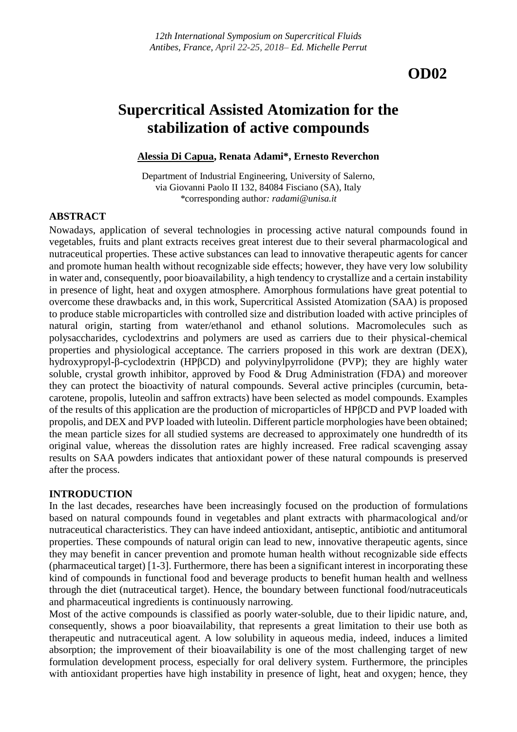**OD02**

# Supercritical Assisted Atomization for the stabilization of active compounds

**Alessia Di Capua, Renata Adami*, Ernesto Reverchon**

Department of Industrial Engineering, University of Salerno,
via Giovanni Paolo II 132, 84084 Fisciano (SA), Italy
*corresponding author*: radami@unisa.it*

## ABSTRACT

Nowadays, application of several technologies in processing active natural compounds found in vegetables, fruits and plant extracts receives great interest due to their several pharmacological and nutraceutical properties. These active substances can lead to innovative therapeutic agents for cancer and promote human health without recognizable side effects; however, they have very low solubility in water and, consequently, poor bioavailability, a high tendency to crystallize and a certain instability in presence of light, heat and oxygen atmosphere. Amorphous formulations have great potential to overcome these drawbacks and, in this work, Supercritical Assisted Atomization (SAA) is proposed to produce stable microparticles with controlled size and distribution loaded with active principles of natural origin, starting from water/ethanol and ethanol solutions. Macromolecules such as polysaccharides, cyclodextrins and polymers are used as carriers due to their physical-chemical properties and physiological acceptance. The carriers proposed in this work are dextran (DEX), hydroxypropyl-β-cyclodextrin (HPβCD) and polyvinylpyrrolidone (PVP); they are highly water soluble, crystal growth inhibitor, approved by Food & Drug Administration (FDA) and moreover they can protect the bioactivity of natural compounds. Several active principles (curcumin, beta-carotene, propolis, luteolin and saffron extracts) have been selected as model compounds. Examples of the results of this application are the production of microparticles of HPβCD and PVP loaded with propolis, and DEX and PVP loaded with luteolin. Different particle morphologies have been obtained; the mean particle sizes for all studied systems are decreased to approximately one hundredth of its original value, whereas the dissolution rates are highly increased. Free radical scavenging assay results on SAA powders indicates that antioxidant power of these natural compounds is preserved after the process.

## INTRODUCTION

In the last decades, researches have been increasingly focused on the production of formulations based on natural compounds found in vegetables and plant extracts with pharmacological and/or nutraceutical characteristics. They can have indeed antioxidant, antiseptic, antibiotic and antitumoral properties. These compounds of natural origin can lead to new, innovative therapeutic agents, since they may benefit in cancer prevention and promote human health without recognizable side effects (pharmaceutical target) [1-3]. Furthermore, there has been a significant interest in incorporating these kind of compounds in functional food and beverage products to benefit human health and wellness through the diet (nutraceutical target). Hence, the boundary between functional food/nutraceuticals and pharmaceutical ingredients is continuously narrowing.

Most of the active compounds is classified as poorly water-soluble, due to their lipidic nature, and, consequently, shows a poor bioavailability, that represents a great limitation to their use both as therapeutic and nutraceutical agent. A low solubility in aqueous media, indeed, induces a limited absorption; the improvement of their bioavailability is one of the most challenging target of new formulation development process, especially for oral delivery system. Furthermore, the principles with antioxidant properties have high instability in presence of light, heat and oxygen; hence, they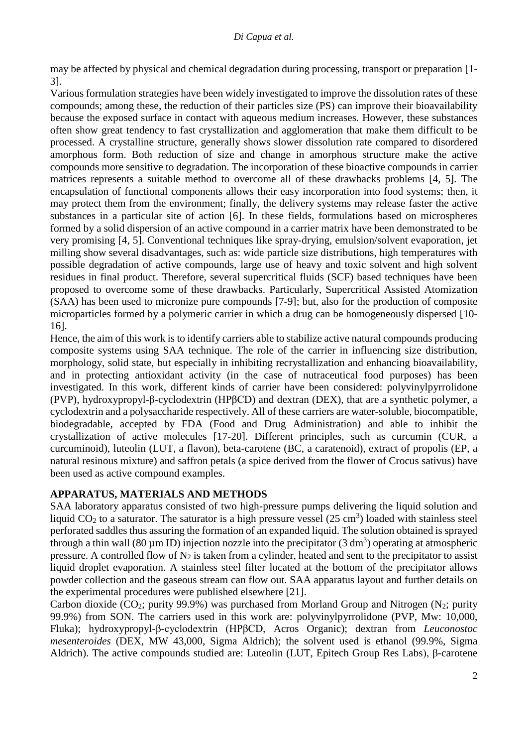may be affected by physical and chemical degradation during processing, transport or preparation [1-3].

Various formulation strategies have been widely investigated to improve the dissolution rates of these compounds; among these, the reduction of their particles size (PS) can improve their bioavailability because the exposed surface in contact with aqueous medium increases. However, these substances often show great tendency to fast crystallization and agglomeration that make them difficult to be processed. A crystalline structure, generally shows slower dissolution rate compared to disordered amorphous form. Both reduction of size and change in amorphous structure make the active compounds more sensitive to degradation. The incorporation of these bioactive compounds in carrier matrices represents a suitable method to overcome all of these drawbacks problems [4, 5]. The encapsulation of functional components allows their easy incorporation into food systems; then, it may protect them from the environment; finally, the delivery systems may release faster the active substances in a particular site of action [6]. In these fields, formulations based on microspheres formed by a solid dispersion of an active compound in a carrier matrix have been demonstrated to be very promising [4, 5]. Conventional techniques like spray-drying, emulsion/solvent evaporation, jet milling show several disadvantages, such as: wide particle size distributions, high temperatures with possible degradation of active compounds, large use of heavy and toxic solvent and high solvent residues in final product. Therefore, several supercritical fluids (SCF) based techniques have been proposed to overcome some of these drawbacks. Particularly, Supercritical Assisted Atomization (SAA) has been used to micronize pure compounds [7-9]; but, also for the production of composite microparticles formed by a polymeric carrier in which a drug can be homogeneously dispersed [10-16].

Hence, the aim of this work is to identify carriers able to stabilize active natural compounds producing composite systems using SAA technique. The role of the carrier in influencing size distribution, morphology, solid state, but especially in inhibiting recrystallization and enhancing bioavailability, and in protecting antioxidant activity (in the case of nutraceutical food purposes) has been investigated. In this work, different kinds of carrier have been considered: polyvinylpyrrolidone (PVP), hydroxypropyl-β-cyclodextrin (HPβCD) and dextran (DEX), that are a synthetic polymer, a cyclodextrin and a polysaccharide respectively. All of these carriers are water-soluble, biocompatible, biodegradable, accepted by FDA (Food and Drug Administration) and able to inhibit the crystallization of active molecules [17-20]. Different principles, such as curcumin (CUR, a curcuminoid), luteolin (LUT, a flavon), beta-carotene (BC, a caratenoid), extract of propolis (EP, a natural resinous mixture) and saffron petals (a spice derived from the flower of Crocus sativus) have been used as active compound examples.

## APPARATUS, MATERIALS AND METHODS

SAA laboratory apparatus consisted of two high-pressure pumps delivering the liquid solution and liquid $CO_2$ to a saturator. The saturator is a high pressure vessel (25 $cm^3$) loaded with stainless steel perforated saddles thus assuring the formation of an expanded liquid. The solution obtained is sprayed through a thin wall (80 µm ID) injection nozzle into the precipitator (3 $dm^3$) operating at atmospheric pressure. A controlled flow of $N_2$ is taken from a cylinder, heated and sent to the precipitator to assist liquid droplet evaporation. A stainless steel filter located at the bottom of the precipitator allows powder collection and the gaseous stream can flow out. SAA apparatus layout and further details on the experimental procedures were published elsewhere [21].

Carbon dioxide ($CO_2$; purity 99.9%) was purchased from Morland Group and Nitrogen ($N_2$; purity 99.9%) from SON. The carriers used in this work are: polyvinylpyrrolidone (PVP, Mw: 10,000, Fluka); hydroxypropyl-β-cyclodextrin (HPβCD, Acros Organic); dextran from *Leuconostoc mesenteroides* (DEX, MW 43,000, Sigma Aldrich); the solvent used is ethanol (99.9%, Sigma Aldrich). The active compounds studied are: Luteolin (LUT, Epitech Group Res Labs), β-carotene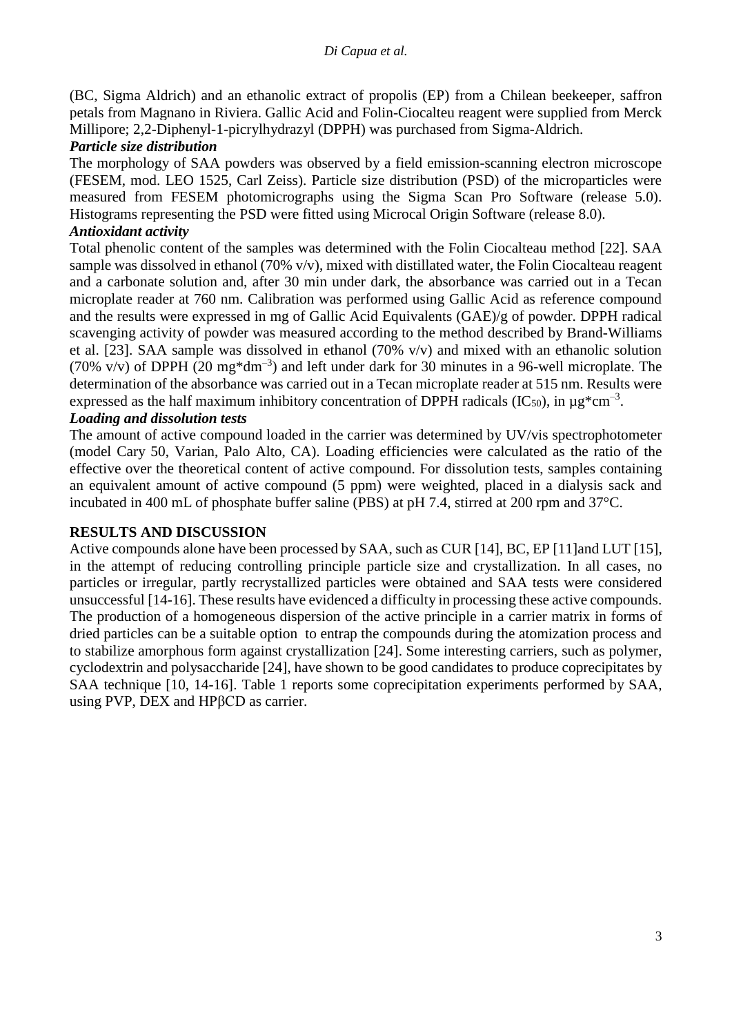(BC, Sigma Aldrich) and an ethanolic extract of propolis (EP) from a Chilean beekeeper, saffron petals from Magnano in Riviera. Gallic Acid and Folin-Ciocalteu reagent were supplied from Merck Millipore; 2,2-Diphenyl-1-picrylhydrazyl (DPPH) was purchased from Sigma-Aldrich.

***Particle size distribution***

The morphology of SAA powders was observed by a field emission-scanning electron microscope (FESEM, mod. LEO 1525, Carl Zeiss). Particle size distribution (PSD) of the microparticles were measured from FESEM photomicrographs using the Sigma Scan Pro Software (release 5.0). Histograms representing the PSD were fitted using Microcal Origin Software (release 8.0).

***Antioxidant activity***

Total phenolic content of the samples was determined with the Folin Ciocalteau method [22]. SAA sample was dissolved in ethanol (70% v/v), mixed with distillated water, the Folin Ciocalteau reagent and a carbonate solution and, after 30 min under dark, the absorbance was carried out in a Tecan microplate reader at 760 nm. Calibration was performed using Gallic Acid as reference compound and the results were expressed in mg of Gallic Acid Equivalents (GAE)/g of powder. DPPH radical scavenging activity of powder was measured according to the method described by Brand-Williams et al. [23]. SAA sample was dissolved in ethanol (70% v/v) and mixed with an ethanolic solution (70% v/v) of DPPH (20 mg*dm$^{-3}$) and left under dark for 30 minutes in a 96-well microplate. The determination of the absorbance was carried out in a Tecan microplate reader at 515 nm. Results were expressed as the half maximum inhibitory concentration of DPPH radicals ($IC_{50}$), in µg*cm$^{-3}$.

***Loading and dissolution tests***

The amount of active compound loaded in the carrier was determined by UV/vis spectrophotometer (model Cary 50, Varian, Palo Alto, CA). Loading efficiencies were calculated as the ratio of the effective over the theoretical content of active compound. For dissolution tests, samples containing an equivalent amount of active compound (5 ppm) were weighted, placed in a dialysis sack and incubated in 400 mL of phosphate buffer saline (PBS) at pH 7.4, stirred at 200 rpm and 37°C.

## RESULTS AND DISCUSSION

Active compounds alone have been processed by SAA, such as CUR [14], BC, EP [11]and LUT [15], in the attempt of reducing controlling principle particle size and crystallization. In all cases, no particles or irregular, partly recrystallized particles were obtained and SAA tests were considered unsuccessful [14-16]. These results have evidenced a difficulty in processing these active compounds. The production of a homogeneous dispersion of the active principle in a carrier matrix in forms of dried particles can be a suitable option to entrap the compounds during the atomization process and to stabilize amorphous form against crystallization [24]. Some interesting carriers, such as polymer, cyclodextrin and polysaccharide [24], have shown to be good candidates to produce coprecipitates by SAA technique [10, 14-16]. Table 1 reports some coprecipitation experiments performed by SAA, using PVP, DEX and HPβCD as carrier.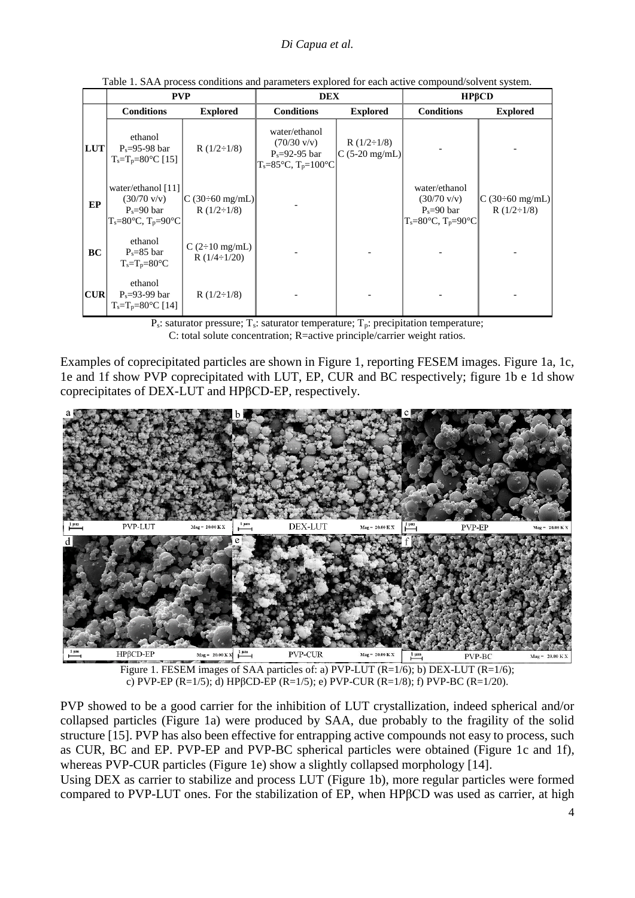Table 1. SAA process conditions and parameters explored for each active compound/solvent system.

| | PVP | | DEX | | HPβCD | |
|---|---|---|---|---|---|---|
| | **Conditions** | **Explored** | **Conditions** | **Explored** | **Conditions** | **Explored** |
| **LUT** | ethanol $P_s$=95-98 bar $T_s$=$T_p$=80°C [15] | R (1/2÷1/8) | water/ethanol (70/30 v/v) $P_s$=92-95 bar $T_s$=85°C, $T_p$=100°C | R (1/2÷1/8) C (5-20 mg/mL) | - | - |
| **EP** | water/ethanol [11] (30/70 v/v) $P_s$=90 bar $T_s$=80°C, $T_p$=90°C | C (30÷60 mg/mL) R (1/2÷1/8) | - | | water/ethanol (30/70 v/v) $P_s$=90 bar $T_s$=80°C, $T_p$=90°C | C (30÷60 mg/mL) R (1/2÷1/8) |
| **BC** | ethanol $P_s$=85 bar $T_s$=$T_p$=80°C | C (2÷10 mg/mL) R (1/4÷1/20) | - | - | - | - |
| **CUR** | ethanol $P_s$=93-99 bar $T_s$=$T_p$=80°C [14] | R (1/2÷1/8) | - | - | - | - |

$P_s$: saturator pressure; $T_s$: saturator temperature; $T_p$: precipitation temperature; C: total solute concentration; R=active principle/carrier weight ratios.

Examples of coprecipitated particles are shown in Figure 1, reporting FESEM images. Figure 1a, 1c, 1e and 1f show PVP coprecipitated with LUT, EP, CUR and BC respectively; figure 1b e 1d show coprecipitates of DEX-LUT and HPβCD-EP, respectively.

Figure 1. FESEM images of SAA particles of: a) PVP-LUT (R=1/6); b) DEX-LUT (R=1/6); c) PVP-EP (R=1/5); d) HPβCD-EP (R=1/5); e) PVP-CUR (R=1/8); f) PVP-BC (R=1/20).

PVP showed to be a good carrier for the inhibition of LUT crystallization, indeed spherical and/or collapsed particles (Figure 1a) were produced by SAA, due probably to the fragility of the solid structure [15]. PVP has also been effective for entrapping active compounds not easy to process, such as CUR, BC and EP. PVP-EP and PVP-BC spherical particles were obtained (Figure 1c and 1f), whereas PVP-CUR particles (Figure 1e) show a slightly collapsed morphology [14].

Using DEX as carrier to stabilize and process LUT (Figure 1b), more regular particles were formed compared to PVP-LUT ones. For the stabilization of EP, when HPβCD was used as carrier, at high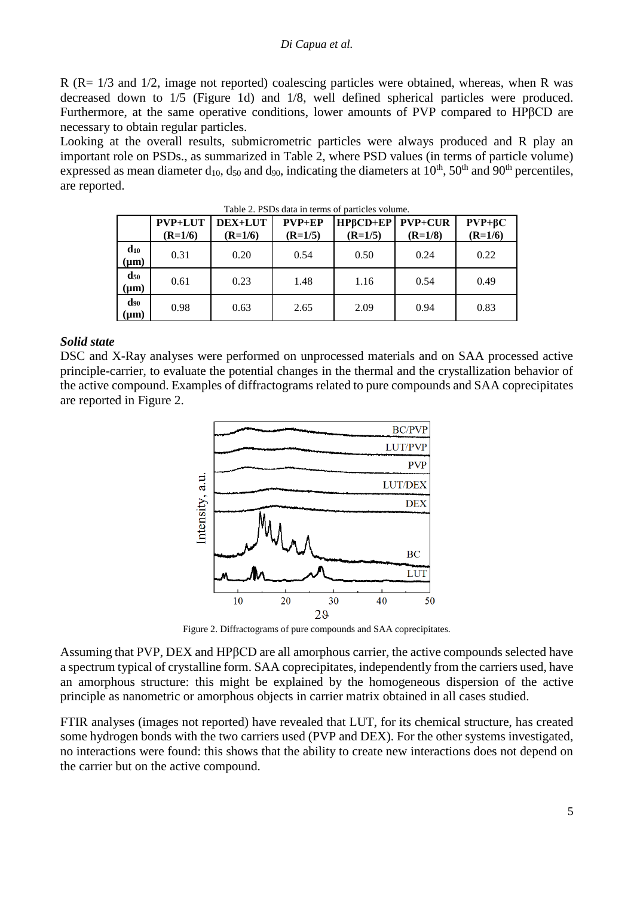R (R= 1/3 and 1/2, image not reported) coalescing particles were obtained, whereas, when R was decreased down to 1/5 (Figure 1d) and 1/8, well defined spherical particles were produced. Furthermore, at the same operative conditions, lower amounts of PVP compared to HPβCD are necessary to obtain regular particles.

Looking at the overall results, submicrometric particles were always produced and R play an important role on PSDs., as summarized in Table 2, where PSD values (in terms of particle volume) expressed as mean diameter $d_{10}$, $d_{50}$ and $d_{90}$, indicating the diameters at $10^{th}$, $50^{th}$ and $90^{th}$ percentiles, are reported.

Table 2. PSDs data in terms of particles volume.

| | **PVP+LUT (R=1/6)** | **DEX+LUT (R=1/6)** | **PVP+EP (R=1/5)** | **HPβCD+EP (R=1/5)** | **PVP+CUR (R=1/8)** | **PVP+βC (R=1/6)** |
|---|---|---|---|---|---|---|
| **$d_{10}$ (μm)** | 0.31 | 0.20 | 0.54 | 0.50 | 0.24 | 0.22 |
| **$d_{50}$ (μm)** | 0.61 | 0.23 | 1.48 | 1.16 | 0.54 | 0.49 |
| **$d_{90}$ (μm)** | 0.98 | 0.63 | 2.65 | 2.09 | 0.94 | 0.83 |

### *Solid state*

DSC and X-Ray analyses were performed on unprocessed materials and on SAA processed active principle-carrier, to evaluate the potential changes in the thermal and the crystallization behavior of the active compound. Examples of diffractograms related to pure compounds and SAA coprecipitates are reported in Figure 2.

Figure 2. Diffractograms of pure compounds and SAA coprecipitates.

Assuming that PVP, DEX and HPβCD are all amorphous carrier, the active compounds selected have a spectrum typical of crystalline form. SAA coprecipitates, independently from the carriers used, have an amorphous structure: this might be explained by the homogeneous dispersion of the active principle as nanometric or amorphous objects in carrier matrix obtained in all cases studied.

FTIR analyses (images not reported) have revealed that LUT, for its chemical structure, has created some hydrogen bonds with the two carriers used (PVP and DEX). For the other systems investigated, no interactions were found: this shows that the ability to create new interactions does not depend on the carrier but on the active compound.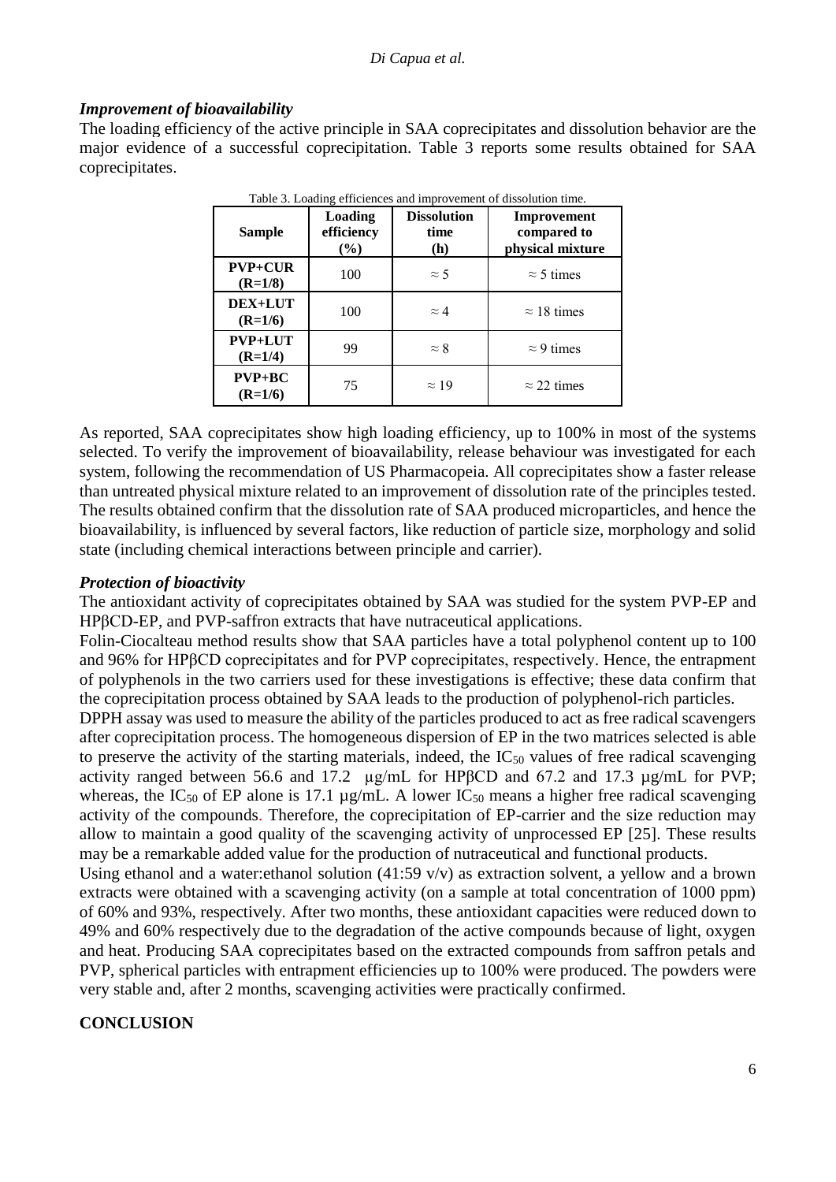### *Improvement of bioavailability*

The loading efficiency of the active principle in SAA coprecipitates and dissolution behavior are the major evidence of a successful coprecipitation. Table 3 reports some results obtained for SAA coprecipitates.

Table 3. Loading efficiences and improvement of dissolution time.

| Sample | Loading efficiency (%) | Dissolution time (h) | Improvement compared to physical mixture |
|---|---|---|---|
| **PVP+CUR (R=1/8)** | 100 | ≈ 5 | ≈ 5 times |
| **DEX+LUT (R=1/6)** | 100 | ≈ 4 | ≈ 18 times |
| **PVP+LUT (R=1/4)** | 99 | ≈ 8 | ≈ 9 times |
| **PVP+BC (R=1/6)** | 75 | ≈ 19 | ≈ 22 times |

As reported, SAA coprecipitates show high loading efficiency, up to 100% in most of the systems selected. To verify the improvement of bioavailability, release behaviour was investigated for each system, following the recommendation of US Pharmacopeia. All coprecipitates show a faster release than untreated physical mixture related to an improvement of dissolution rate of the principles tested. The results obtained confirm that the dissolution rate of SAA produced microparticles, and hence the bioavailability, is influenced by several factors, like reduction of particle size, morphology and solid state (including chemical interactions between principle and carrier).

### *Protection of bioactivity*

The antioxidant activity of coprecipitates obtained by SAA was studied for the system PVP-EP and HPβCD-EP, and PVP-saffron extracts that have nutraceutical applications.

Folin-Ciocalteau method results show that SAA particles have a total polyphenol content up to 100 and 96% for HPβCD coprecipitates and for PVP coprecipitates, respectively. Hence, the entrapment of polyphenols in the two carriers used for these investigations is effective; these data confirm that the coprecipitation process obtained by SAA leads to the production of polyphenol-rich particles.

DPPH assay was used to measure the ability of the particles produced to act as free radical scavengers after coprecipitation process. The homogeneous dispersion of EP in the two matrices selected is able to preserve the activity of the starting materials, indeed, the $IC_{50}$ values of free radical scavenging activity ranged between 56.6 and 17.2 µg/mL for HPβCD and 67.2 and 17.3 µg/mL for PVP; whereas, the $IC_{50}$ of EP alone is 17.1 µg/mL. A lower $IC_{50}$ means a higher free radical scavenging activity of the compounds. Therefore, the coprecipitation of EP-carrier and the size reduction may allow to maintain a good quality of the scavenging activity of unprocessed EP [25]. These results may be a remarkable added value for the production of nutraceutical and functional products.

Using ethanol and a water:ethanol solution (41:59 v/v) as extraction solvent, a yellow and a brown extracts were obtained with a scavenging activity (on a sample at total concentration of 1000 ppm) of 60% and 93%, respectively. After two months, these antioxidant capacities were reduced down to 49% and 60% respectively due to the degradation of the active compounds because of light, oxygen and heat. Producing SAA coprecipitates based on the extracted compounds from saffron petals and PVP, spherical particles with entrapment efficiencies up to 100% were produced. The powders were very stable and, after 2 months, scavenging activities were practically confirmed.

## CONCLUSION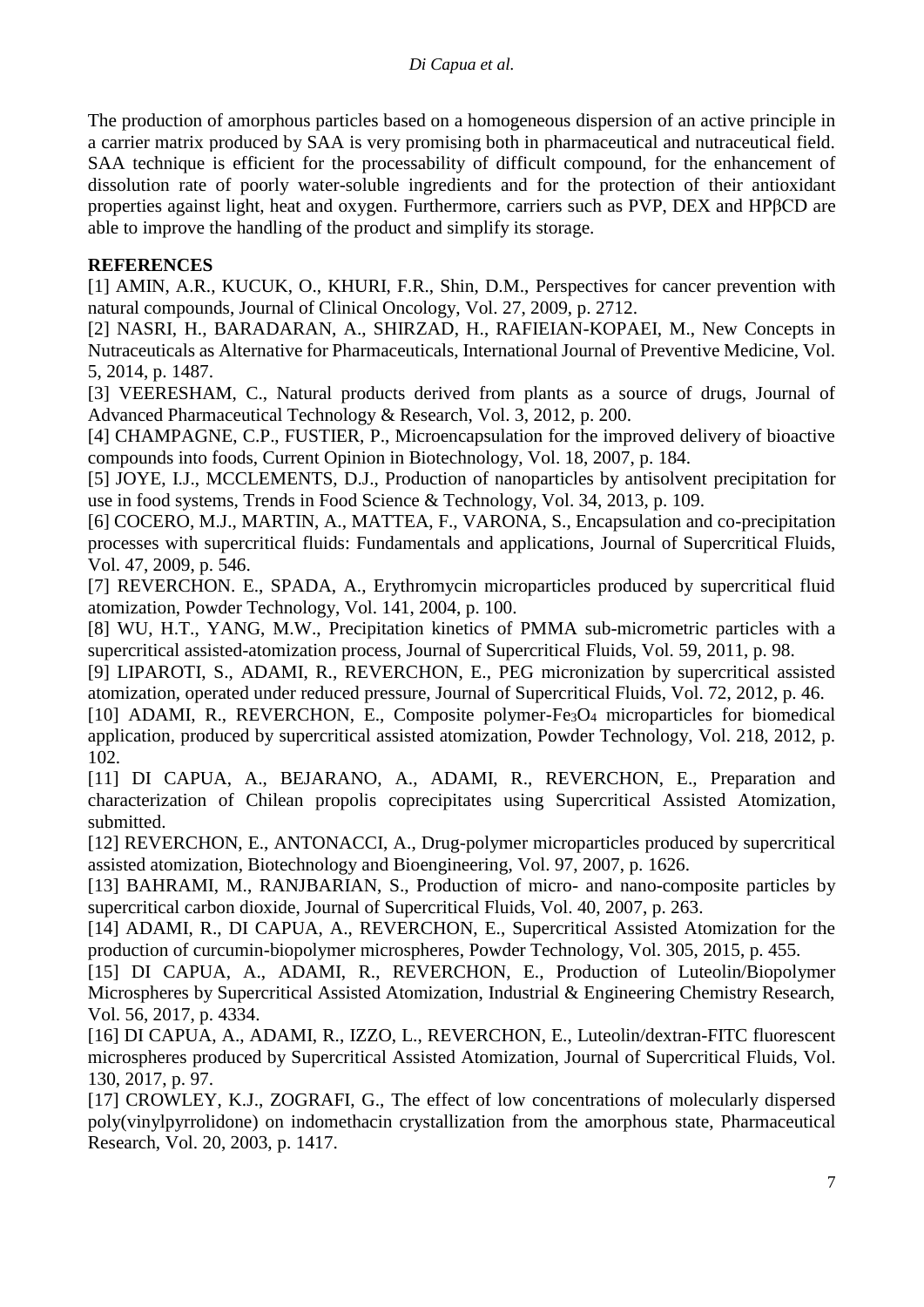The production of amorphous particles based on a homogeneous dispersion of an active principle in a carrier matrix produced by SAA is very promising both in pharmaceutical and nutraceutical field. SAA technique is efficient for the processability of difficult compound, for the enhancement of dissolution rate of poorly water-soluble ingredients and for the protection of their antioxidant properties against light, heat and oxygen. Furthermore, carriers such as PVP, DEX and HPβCD are able to improve the handling of the product and simplify its storage.

## REFERENCES

[1] AMIN, A.R., KUCUK, O., KHURI, F.R., Shin, D.M., Perspectives for cancer prevention with natural compounds, Journal of Clinical Oncology, Vol. 27, 2009, p. 2712.

[2] NASRI, H., BARADARAN, A., SHIRZAD, H., RAFIEIAN-KOPAEI, M., New Concepts in Nutraceuticals as Alternative for Pharmaceuticals, International Journal of Preventive Medicine, Vol. 5, 2014, p. 1487.

[3] VEERESHAM, C., Natural products derived from plants as a source of drugs, Journal of Advanced Pharmaceutical Technology & Research, Vol. 3, 2012, p. 200.

[4] CHAMPAGNE, C.P., FUSTIER, P., Microencapsulation for the improved delivery of bioactive compounds into foods, Current Opinion in Biotechnology, Vol. 18, 2007, p. 184.

[5] JOYE, I.J., MCCLEMENTS, D.J., Production of nanoparticles by antisolvent precipitation for use in food systems, Trends in Food Science & Technology, Vol. 34, 2013, p. 109.

[6] COCERO, M.J., MARTIN, A., MATTEA, F., VARONA, S., Encapsulation and co-precipitation processes with supercritical fluids: Fundamentals and applications, Journal of Supercritical Fluids, Vol. 47, 2009, p. 546.

[7] REVERCHON. E., SPADA, A., Erythromycin microparticles produced by supercritical fluid atomization, Powder Technology, Vol. 141, 2004, p. 100.

[8] WU, H.T., YANG, M.W., Precipitation kinetics of PMMA sub-micrometric particles with a supercritical assisted-atomization process, Journal of Supercritical Fluids, Vol. 59, 2011, p. 98.

[9] LIPAROTI, S., ADAMI, R., REVERCHON, E., PEG micronization by supercritical assisted atomization, operated under reduced pressure, Journal of Supercritical Fluids, Vol. 72, 2012, p. 46.

[10] ADAMI, R., REVERCHON, E., Composite polymer-$Fe_3O_4$ microparticles for biomedical application, produced by supercritical assisted atomization, Powder Technology, Vol. 218, 2012, p. 102.

[11] DI CAPUA, A., BEJARANO, A., ADAMI, R., REVERCHON, E., Preparation and characterization of Chilean propolis coprecipitates using Supercritical Assisted Atomization, submitted.

[12] REVERCHON, E., ANTONACCI, A., Drug-polymer microparticles produced by supercritical assisted atomization, Biotechnology and Bioengineering, Vol. 97, 2007, p. 1626.

[13] BAHRAMI, M., RANJBARIAN, S., Production of micro- and nano-composite particles by supercritical carbon dioxide, Journal of Supercritical Fluids, Vol. 40, 2007, p. 263.

[14] ADAMI, R., DI CAPUA, A., REVERCHON, E., Supercritical Assisted Atomization for the production of curcumin-biopolymer microspheres, Powder Technology, Vol. 305, 2015, p. 455.

[15] DI CAPUA, A., ADAMI, R., REVERCHON, E., Production of Luteolin/Biopolymer Microspheres by Supercritical Assisted Atomization, Industrial & Engineering Chemistry Research, Vol. 56, 2017, p. 4334.

[16] DI CAPUA, A., ADAMI, R., IZZO, L., REVERCHON, E., Luteolin/dextran-FITC fluorescent microspheres produced by Supercritical Assisted Atomization, Journal of Supercritical Fluids, Vol. 130, 2017, p. 97.

[17] CROWLEY, K.J., ZOGRAFI, G., The effect of low concentrations of molecularly dispersed poly(vinylpyrrolidone) on indomethacin crystallization from the amorphous state, Pharmaceutical Research, Vol. 20, 2003, p. 1417.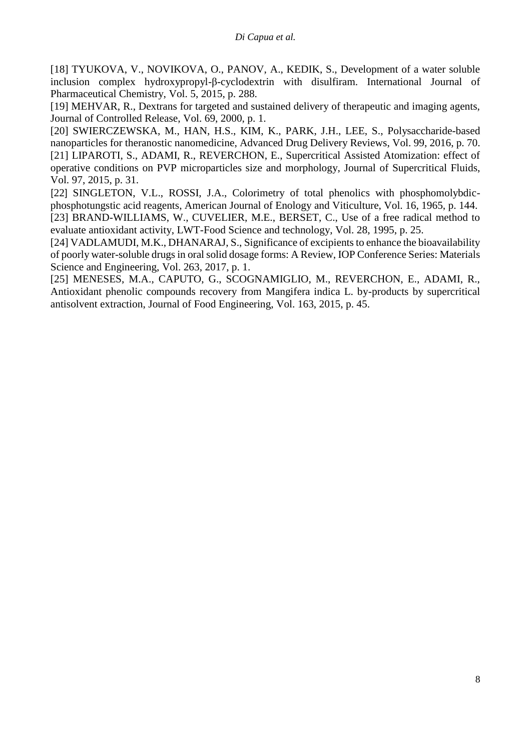[18] TYUKOVA, V., NOVIKOVA, O., PANOV, A., KEDIK, S., Development of a water soluble inclusion complex hydroxypropyl-β-cyclodextrin with disulfiram. International Journal of Pharmaceutical Chemistry, Vol. 5, 2015, p. 288.

[19] MEHVAR, R., Dextrans for targeted and sustained delivery of therapeutic and imaging agents, Journal of Controlled Release, Vol. 69, 2000, p. 1.

[20] SWIERCZEWSKA, M., HAN, H.S., KIM, K., PARK, J.H., LEE, S., Polysaccharide-based nanoparticles for theranostic nanomedicine, Advanced Drug Delivery Reviews, Vol. 99, 2016, p. 70.

[21] LIPAROTI, S., ADAMI, R., REVERCHON, E., Supercritical Assisted Atomization: effect of operative conditions on PVP microparticles size and morphology, Journal of Supercritical Fluids, Vol. 97, 2015, p. 31.

[22] SINGLETON, V.L., ROSSI, J.A., Colorimetry of total phenolics with phosphomolybdic-phosphotungstic acid reagents, American Journal of Enology and Viticulture, Vol. 16, 1965, p. 144.

[23] BRAND-WILLIAMS, W., CUVELIER, M.E., BERSET, C., Use of a free radical method to evaluate antioxidant activity, LWT-Food Science and technology, Vol. 28, 1995, p. 25.

[24] VADLAMUDI, M.K., DHANARAJ, S., Significance of excipients to enhance the bioavailability of poorly water-soluble drugs in oral solid dosage forms: A Review, IOP Conference Series: Materials Science and Engineering, Vol. 263, 2017, p. 1.

[25] MENESES, M.A., CAPUTO, G., SCOGNAMIGLIO, M., REVERCHON, E., ADAMI, R., Antioxidant phenolic compounds recovery from Mangifera indica L. by-products by supercritical antisolvent extraction, Journal of Food Engineering, Vol. 163, 2015, p. 45.